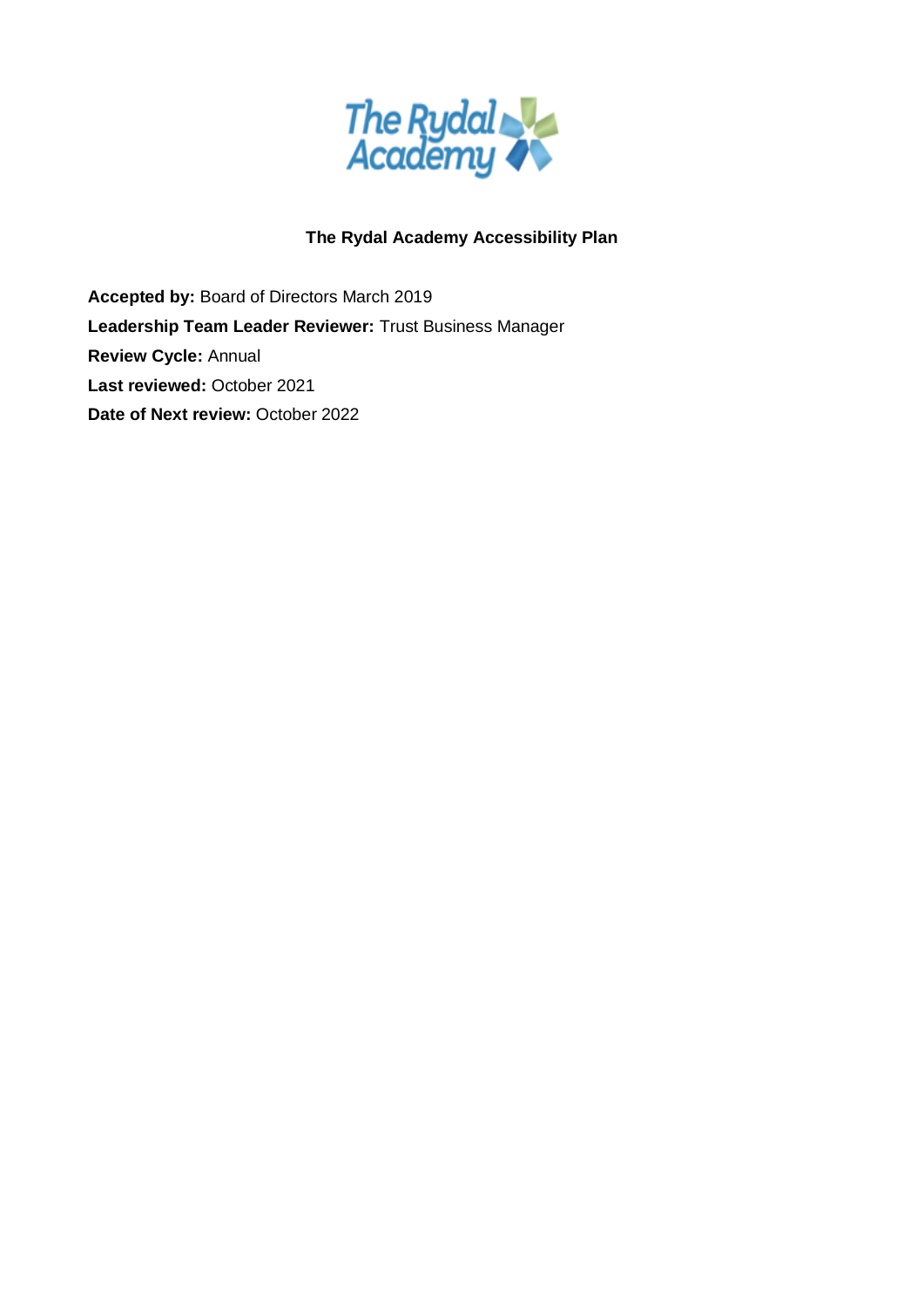# The Rydal Academy Accessibility Plan

**Accepted by:** Board of Directors March 2019

**Leadership Team Leader Reviewer:** Trust Business Manager

**Review Cycle:** Annual

**Last reviewed:** October 2021

**Date of Next review:** October 2022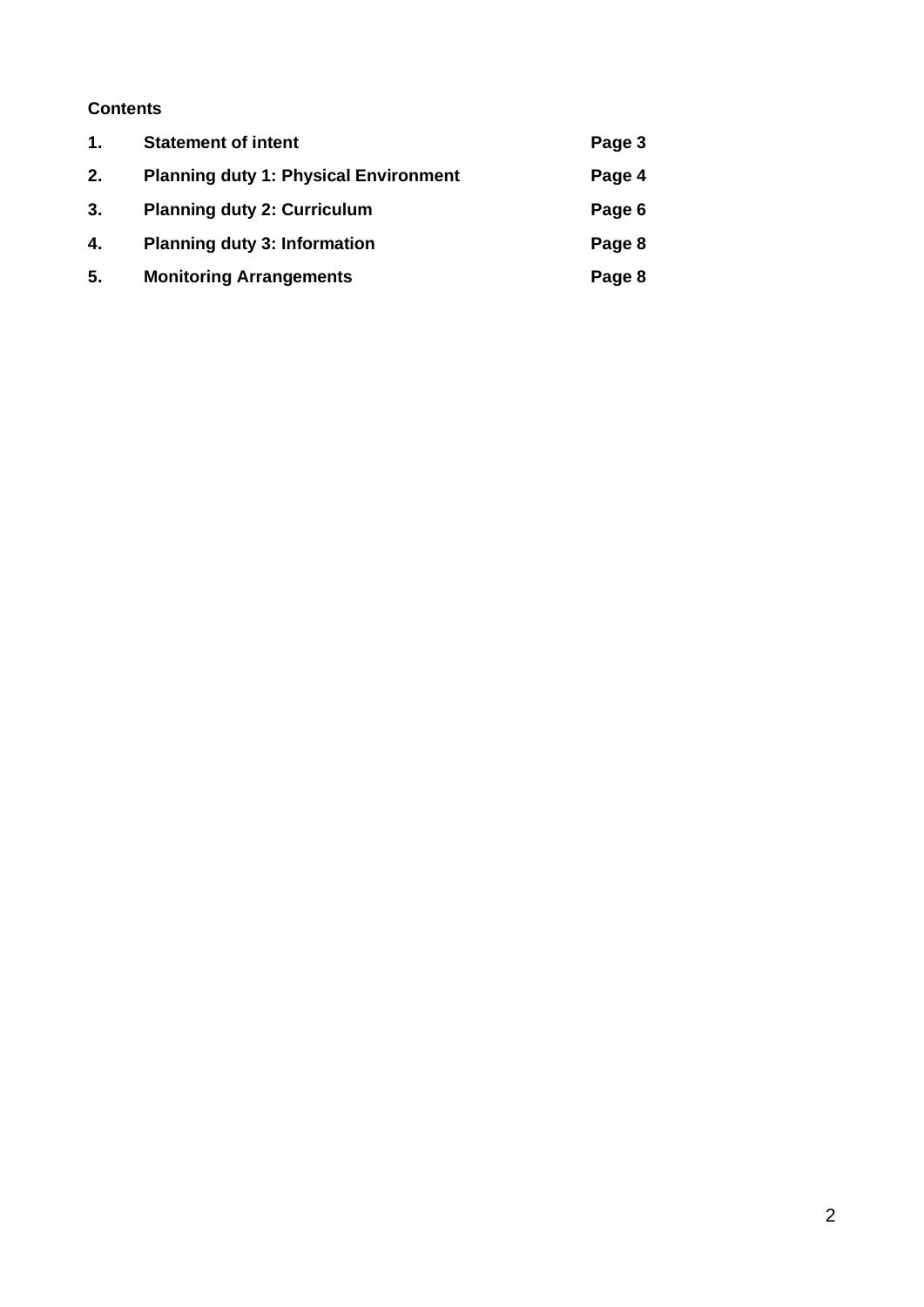**Contents**

| | | |
|---|---|---|
| **1.** | **Statement of intent** | **Page 3** |
| **2.** | **Planning duty 1: Physical Environment** | **Page 4** |
| **3.** | **Planning duty 2: Curriculum** | **Page 6** |
| **4.** | **Planning duty 3: Information** | **Page 8** |
| **5.** | **Monitoring Arrangements** | **Page 8** |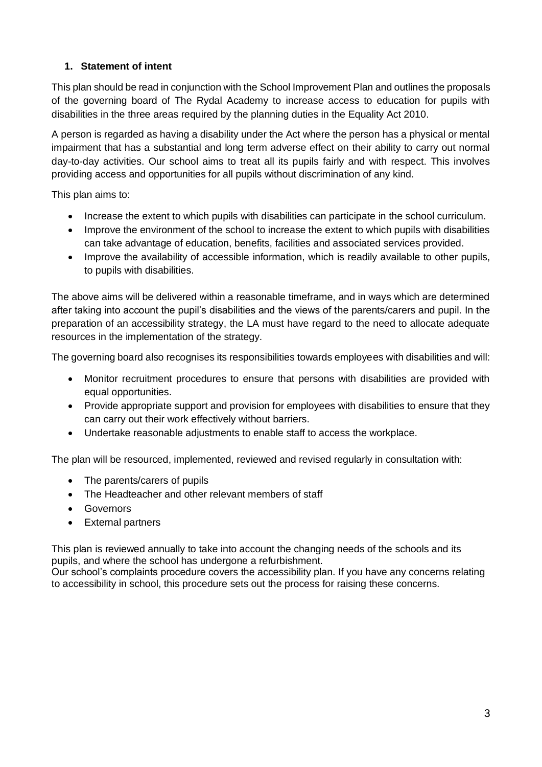## 1. Statement of intent

This plan should be read in conjunction with the School Improvement Plan and outlines the proposals of the governing board of The Rydal Academy to increase access to education for pupils with disabilities in the three areas required by the planning duties in the Equality Act 2010.

A person is regarded as having a disability under the Act where the person has a physical or mental impairment that has a substantial and long term adverse effect on their ability to carry out normal day-to-day activities. Our school aims to treat all its pupils fairly and with respect. This involves providing access and opportunities for all pupils without discrimination of any kind.

This plan aims to:

- Increase the extent to which pupils with disabilities can participate in the school curriculum.
- Improve the environment of the school to increase the extent to which pupils with disabilities can take advantage of education, benefits, facilities and associated services provided.
- Improve the availability of accessible information, which is readily available to other pupils, to pupils with disabilities.

The above aims will be delivered within a reasonable timeframe, and in ways which are determined after taking into account the pupil's disabilities and the views of the parents/carers and pupil. In the preparation of an accessibility strategy, the LA must have regard to the need to allocate adequate resources in the implementation of the strategy.

The governing board also recognises its responsibilities towards employees with disabilities and will:

- Monitor recruitment procedures to ensure that persons with disabilities are provided with equal opportunities.
- Provide appropriate support and provision for employees with disabilities to ensure that they can carry out their work effectively without barriers.
- Undertake reasonable adjustments to enable staff to access the workplace.

The plan will be resourced, implemented, reviewed and revised regularly in consultation with:

- The parents/carers of pupils
- The Headteacher and other relevant members of staff
- Governors
- External partners

This plan is reviewed annually to take into account the changing needs of the schools and its pupils, and where the school has undergone a refurbishment.

Our school's complaints procedure covers the accessibility plan. If you have any concerns relating to accessibility in school, this procedure sets out the process for raising these concerns.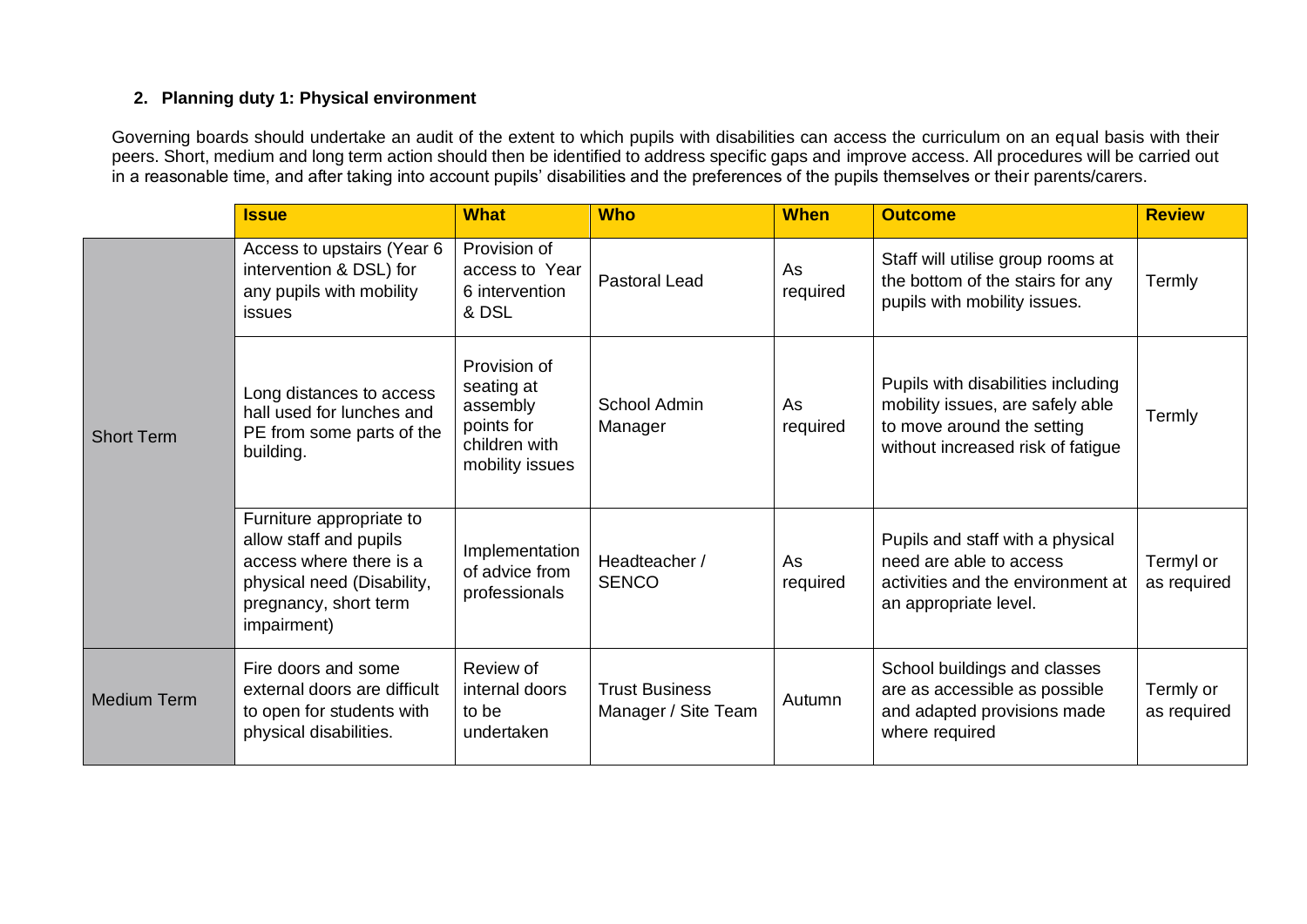## 2. Planning duty 1: Physical environment

Governing boards should undertake an audit of the extent to which pupils with disabilities can access the curriculum on an equal basis with their peers. Short, medium and long term action should then be identified to address specific gaps and improve access. All procedures will be carried out in a reasonable time, and after taking into account pupils' disabilities and the preferences of the pupils themselves or their parents/carers.

| | **Issue** | **What** | **Who** | **When** | **Outcome** | **Review** |
|---|---|---|---|---|---|---|
| Short Term | Access to upstairs (Year 6 intervention & DSL) for any pupils with mobility issues | Provision of access to Year 6 intervention & DSL | Pastoral Lead | As required | Staff will utilise group rooms at the bottom of the stairs for any pupils with mobility issues. | Termly |
| | Long distances to access hall used for lunches and PE from some parts of the building. | Provision of seating at assembly points for children with mobility issues | School Admin Manager | As required | Pupils with disabilities including mobility issues, are safely able to move around the setting without increased risk of fatigue | Termly |
| | Furniture appropriate to allow staff and pupils access where there is a physical need (Disability, pregnancy, short term impairment) | Implementation of advice from professionals | Headteacher / SENCO | As required | Pupils and staff with a physical need are able to access activities and the environment at an appropriate level. | Termyl or as required |
| Medium Term | Fire doors and some external doors are difficult to open for students with physical disabilities. | Review of internal doors to be undertaken | Trust Business Manager / Site Team | Autumn | School buildings and classes are as accessible as possible and adapted provisions made where required | Termly or as required |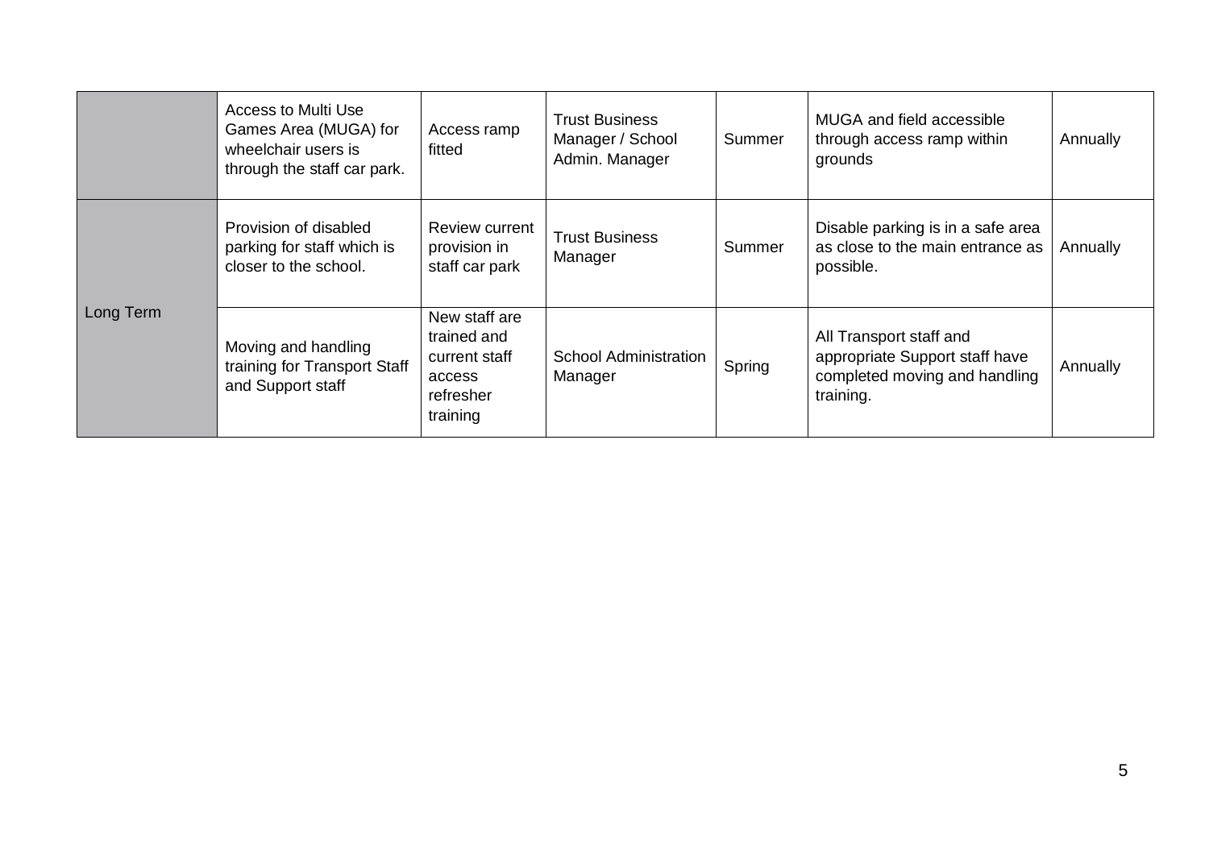| | | | | | | |
|---|---|---|---|---|---|---|
| | Access to Multi Use Games Area (MUGA) for wheelchair users is through the staff car park. | Access ramp fitted | Trust Business Manager / School Admin. Manager | Summer | MUGA and field accessible through access ramp within grounds | Annually |
| Long Term | Provision of disabled parking for staff which is closer to the school. | Review current provision in staff car park | Trust Business Manager | Summer | Disable parking is in a safe area as close to the main entrance as possible. | Annually |
| | Moving and handling training for Transport Staff and Support staff | New staff are trained and current staff access refresher training | School Administration Manager | Spring | All Transport staff and appropriate Support staff have completed moving and handling training. | Annually |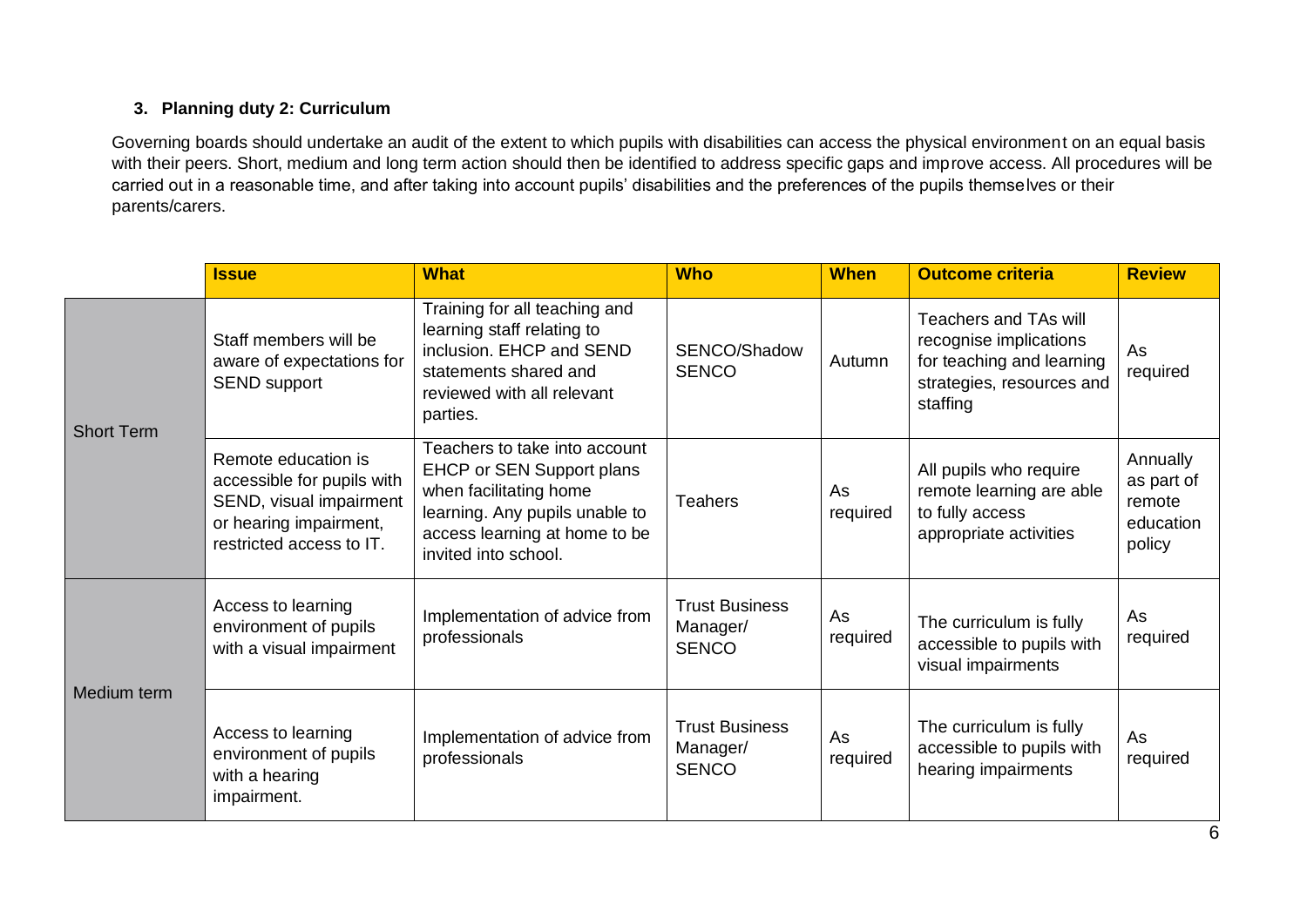### 3. Planning duty 2: Curriculum

Governing boards should undertake an audit of the extent to which pupils with disabilities can access the physical environment on an equal basis with their peers. Short, medium and long term action should then be identified to address specific gaps and improve access. All procedures will be carried out in a reasonable time, and after taking into account pupils' disabilities and the preferences of the pupils themselves or their parents/carers.

| | Issue | What | Who | When | Outcome criteria | Review |
|---|---|---|---|---|---|---|
| Short Term | Staff members will be aware of expectations for SEND support | Training for all teaching and learning staff relating to inclusion. EHCP and SEND statements shared and reviewed with all relevant parties. | SENCO/Shadow SENCO | Autumn | Teachers and TAs will recognise implications for teaching and learning strategies, resources and staffing | As required |
| | Remote education is accessible for pupils with SEND, visual impairment or hearing impairment, restricted access to IT. | Teachers to take into account EHCP or SEN Support plans when facilitating home learning. Any pupils unable to access learning at home to be invited into school. | Teahers | As required | All pupils who require remote learning are able to fully access appropriate activities | Annually as part of remote education policy |
| Medium term | Access to learning environment of pupils with a visual impairment | Implementation of advice from professionals | Trust Business Manager/ SENCO | As required | The curriculum is fully accessible to pupils with visual impairments | As required |
| | Access to learning environment of pupils with a hearing impairment. | Implementation of advice from professionals | Trust Business Manager/ SENCO | As required | The curriculum is fully accessible to pupils with hearing impairments | As required |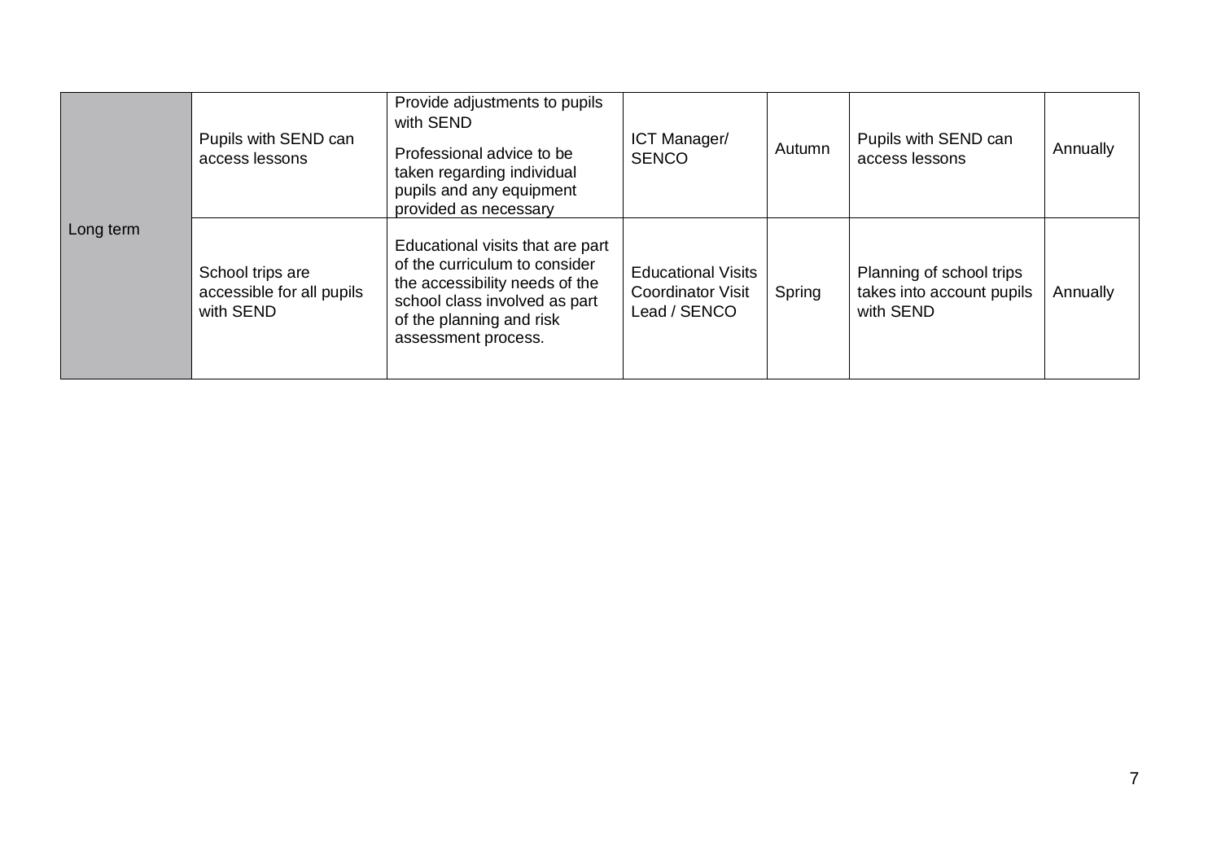| | | | | | | |
|---|---|---|---|---|---|---|
| Long term | Pupils with SEND can access lessons | Provide adjustments to pupils with SEND<br><br>Professional advice to be taken regarding individual pupils and any equipment provided as necessary | ICT Manager/ SENCO | Autumn | Pupils with SEND can access lessons | Annually |
| | School trips are accessible for all pupils with SEND | Educational visits that are part of the curriculum to consider the accessibility needs of the school class involved as part of the planning and risk assessment process. | Educational Visits Coordinator Visit Lead / SENCO | Spring | Planning of school trips takes into account pupils with SEND | Annually |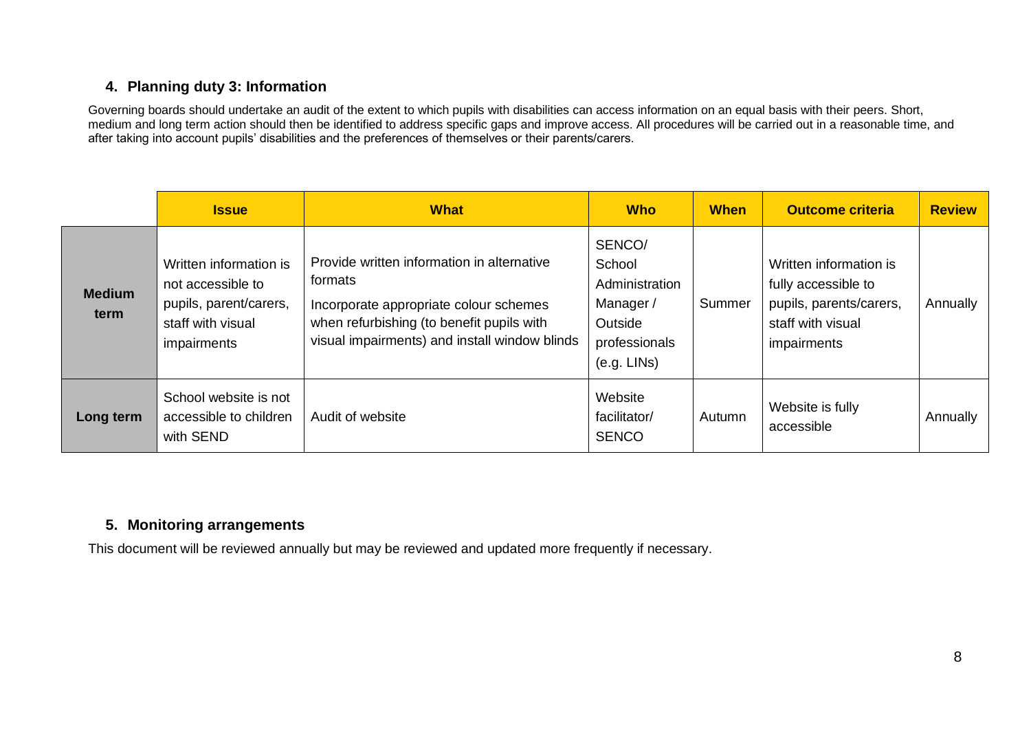## 4. Planning duty 3: Information

Governing boards should undertake an audit of the extent to which pupils with disabilities can access information on an equal basis with their peers. Short, medium and long term action should then be identified to address specific gaps and improve access. All procedures will be carried out in a reasonable time, and after taking into account pupils' disabilities and the preferences of themselves or their parents/carers.

| | Issue | What | Who | When | Outcome criteria | Review |
|---|---|---|---|---|---|---|
| **Medium term** | Written information is not accessible to pupils, parent/carers, staff with visual impairments | Provide written information in alternative formats<br>Incorporate appropriate colour schemes when refurbishing (to benefit pupils with visual impairments) and install window blinds | SENCO/ School Administration Manager / Outside professionals (e.g. LINs) | Summer | Written information is fully accessible to pupils, parents/carers, staff with visual impairments | Annually |
| **Long term** | School website is not accessible to children with SEND | Audit of website | Website facilitator/ SENCO | Autumn | Website is fully accessible | Annually |

## 5. Monitoring arrangements

This document will be reviewed annually but may be reviewed and updated more frequently if necessary.